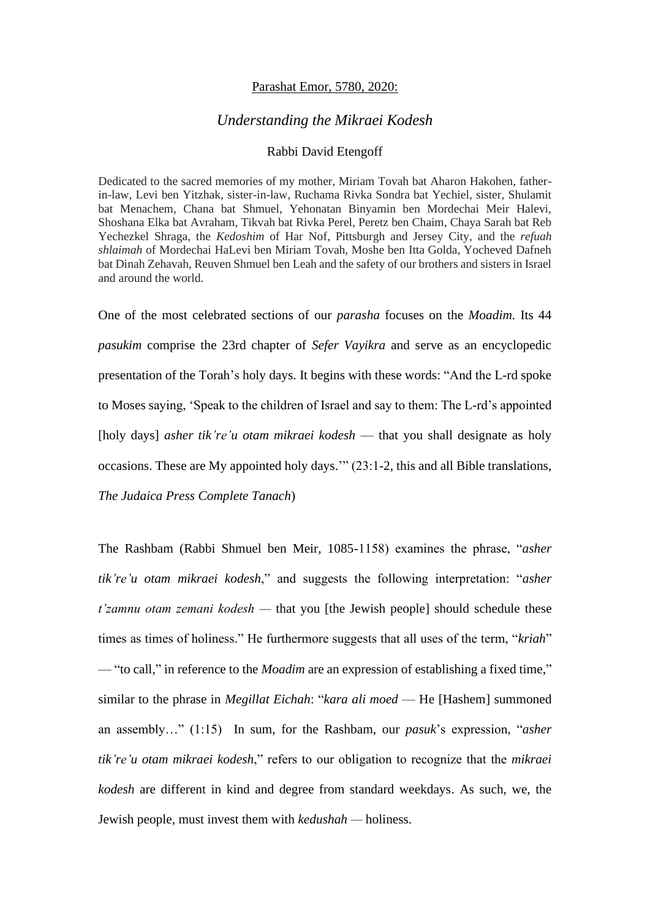Parashat Emor, 5780, 2020:

## *Understanding the Mikraei Kodesh*

Rabbi David Etengoff

Dedicated to the sacred memories of my mother, Miriam Tovah bat Aharon Hakohen, father-in-law, Levi ben Yitzhak, sister-in-law, Ruchama Rivka Sondra bat Yechiel, sister, Shulamit bat Menachem, Chana bat Shmuel, Yehonatan Binyamin ben Mordechai Meir Halevi, Shoshana Elka bat Avraham, Tikvah bat Rivka Perel, Peretz ben Chaim, Chaya Sarah bat Reb Yechezkel Shraga, the *Kedoshim* of Har Nof, Pittsburgh and Jersey City, and the *refuah shlaimah* of Mordechai HaLevi ben Miriam Tovah, Moshe ben Itta Golda, Yocheved Dafneh bat Dinah Zehavah, Reuven Shmuel ben Leah and the safety of our brothers and sisters in Israel and around the world.

One of the most celebrated sections of our *parasha* focuses on the *Moadim.* Its 44 *pasukim* comprise the 23rd chapter of *Sefer Vayikra* and serve as an encyclopedic presentation of the Torah's holy days. It begins with these words: "And the L-rd spoke to Moses saying, 'Speak to the children of Israel and say to them: The L-rd's appointed [holy days] *asher tik're'u otam mikraei kodesh* — that you shall designate as holy occasions. These are My appointed holy days.'" (23:1-2, this and all Bible translations, *The Judaica Press Complete Tanach*)

The Rashbam (Rabbi Shmuel ben Meir, 1085-1158) examines the phrase, "*asher tik're'u otam mikraei kodesh*," and suggests the following interpretation: "*asher t'zamnu otam zemani kodesh* — that you [the Jewish people] should schedule these times as times of holiness." He furthermore suggests that all uses of the term, "*kriah*" — "to call," in reference to the *Moadim* are an expression of establishing a fixed time," similar to the phrase in *Megillat Eichah*: "*kara ali moed* — He [Hashem] summoned an assembly…" (1:15) In sum, for the Rashbam, our *pasuk*'s expression, "*asher tik're'u otam mikraei kodesh*," refers to our obligation to recognize that the *mikraei kodesh* are different in kind and degree from standard weekdays. As such, we, the Jewish people, must invest them with *kedushah* — holiness.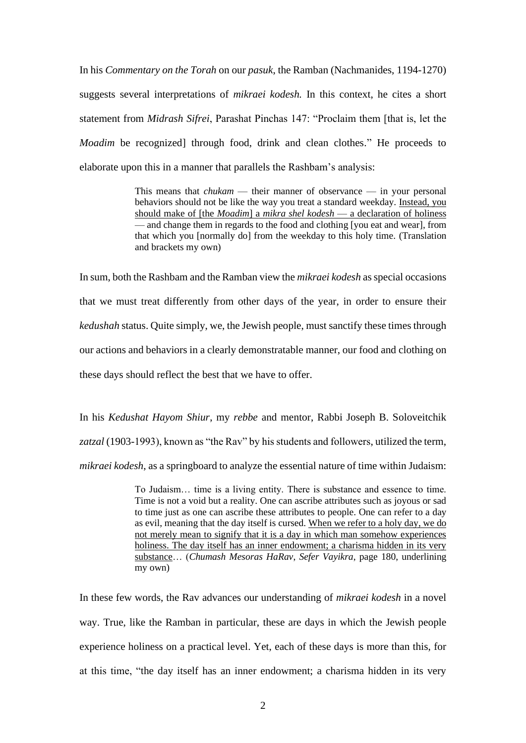In his *Commentary on the Torah* on our *pasuk*, the Ramban (Nachmanides, 1194-1270) suggests several interpretations of *mikraei kodesh.* In this context, he cites a short statement from *Midrash Sifrei*, Parashat Pinchas 147: "Proclaim them [that is, let the *Moadim* be recognized] through food, drink and clean clothes." He proceeds to elaborate upon this in a manner that parallels the Rashbam's analysis:

> This means that *chukam* — their manner of observance — in your personal behaviors should not be like the way you treat a standard weekday. <u>Instead, you should make of [the *Moadim*] a *mikra shel kodesh* — a declaration of holiness</u> — and change them in regards to the food and clothing [you eat and wear], from that which you [normally do] from the weekday to this holy time. (Translation and brackets my own)

In sum, both the Rashbam and the Ramban view the *mikraei kodesh* as special occasions that we must treat differently from other days of the year, in order to ensure their *kedushah* status. Quite simply, we, the Jewish people, must sanctify these times through our actions and behaviors in a clearly demonstratable manner, our food and clothing on these days should reflect the best that we have to offer.

In his *Kedushat Hayom Shiur*, my *rebbe* and mentor, Rabbi Joseph B. Soloveitchik *zatzal* (1903-1993), known as "the Rav" by his students and followers, utilized the term, *mikraei kodesh*, as a springboard to analyze the essential nature of time within Judaism:

> To Judaism… time is a living entity. There is substance and essence to time. Time is not a void but a reality. One can ascribe attributes such as joyous or sad to time just as one can ascribe these attributes to people. One can refer to a day as evil, meaning that the day itself is cursed. <u>When we refer to a holy day, we do not merely mean to signify that it is a day in which man somehow experiences holiness. The day itself has an inner endowment; a charisma hidden in its very substance</u>… (*Chumash Mesoras HaRav*, *Sefer Vayikra*, page 180, underlining my own)

In these few words, the Rav advances our understanding of *mikraei kodesh* in a novel way. True, like the Ramban in particular, these are days in which the Jewish people experience holiness on a practical level. Yet, each of these days is more than this, for at this time, "the day itself has an inner endowment; a charisma hidden in its very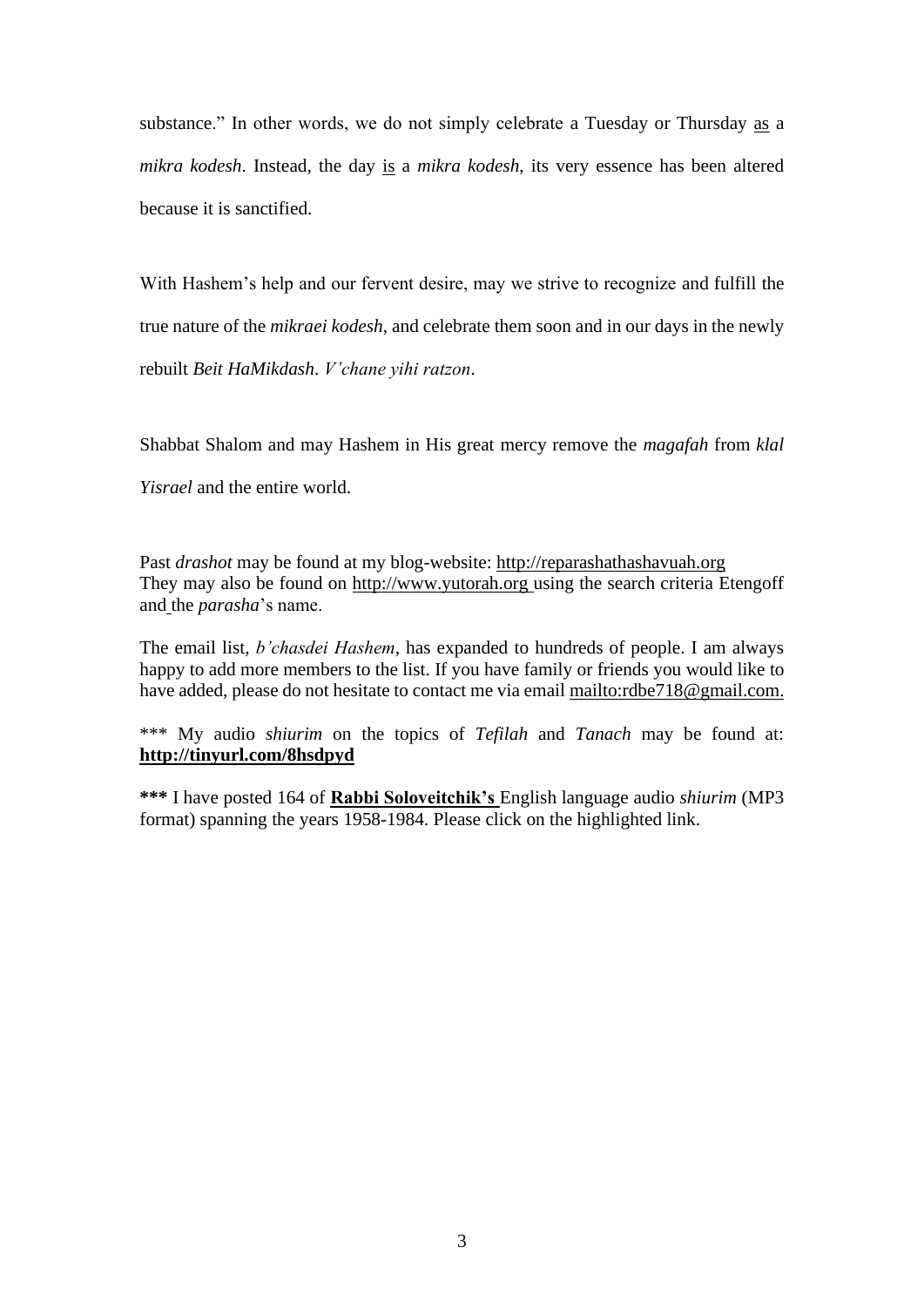substance." In other words, we do not simply celebrate a Tuesday or Thursday as a *mikra kodesh*. Instead, the day is a *mikra kodesh*, its very essence has been altered because it is sanctified.

With Hashem's help and our fervent desire, may we strive to recognize and fulfill the true nature of the *mikraei kodesh*, and celebrate them soon and in our days in the newly rebuilt *Beit HaMikdash*. *V'chane yihi ratzon*.

Shabbat Shalom and may Hashem in His great mercy remove the *magafah* from *klal Yisrael* and the entire world.

Past *drashot* may be found at my blog-website: http://reparashathashavuah.org
They may also be found on http://www.yutorah.org using the search criteria Etengoff and the *parasha*'s name.

The email list, *b'chasdei Hashem*, has expanded to hundreds of people. I am always happy to add more members to the list. If you have family or friends you would like to have added, please do not hesitate to contact me via email mailto:rdbe718@gmail.com.

\*\*\* My audio *shiurim* on the topics of *Tefilah* and *Tanach* may be found at: **http://tinyurl.com/8hsdpyd**

**\*\*\*** I have posted 164 of **Rabbi Soloveitchik's** English language audio *shiurim* (MP3 format) spanning the years 1958-1984. Please click on the highlighted link.